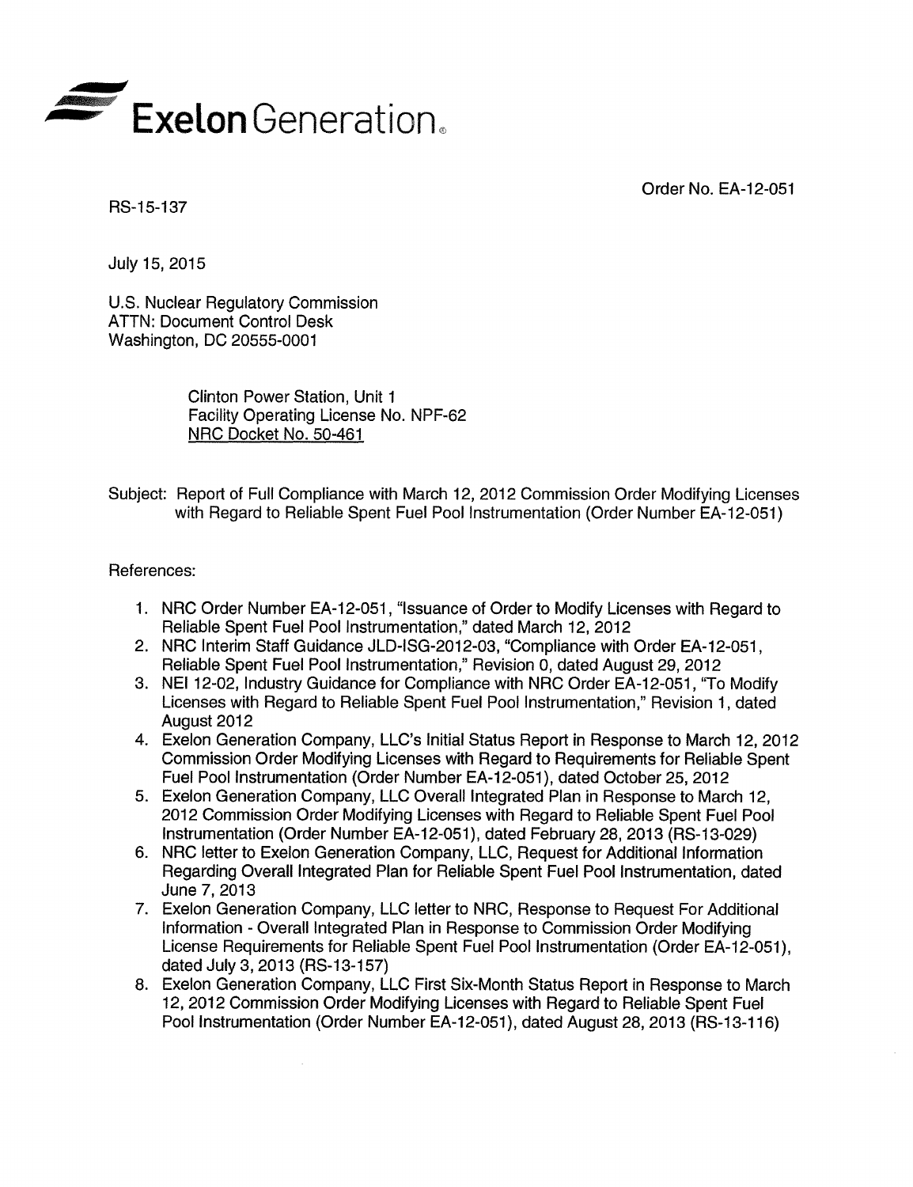Exelon Generation.

Order No. EA-12-051

RS-15-137

July 15, 2015

U.S. Nuclear Regulatory Commission
ATTN: Document Control Desk
Washington, DC 20555-0001

Clinton Power Station, Unit 1
Facility Operating License No. NPF-62
NRC Docket No. 50-461

Subject: Report of Full Compliance with March 12, 2012 Commission Order Modifying Licenses with Regard to Reliable Spent Fuel Pool Instrumentation (Order Number EA-12-051)

References:

1. NRC Order Number EA-12-051, "Issuance of Order to Modify Licenses with Regard to Reliable Spent Fuel Pool Instrumentation," dated March 12, 2012
2. NRC Interim Staff Guidance JLD-ISG-2012-03, "Compliance with Order EA-12-051, Reliable Spent Fuel Pool Instrumentation," Revision 0, dated August 29, 2012
3. NEI 12-02, Industry Guidance for Compliance with NRC Order EA-12-051, "To Modify Licenses with Regard to Reliable Spent Fuel Pool Instrumentation," Revision 1, dated August 2012
4. Exelon Generation Company, LLC's Initial Status Report in Response to March 12, 2012 Commission Order Modifying Licenses with Regard to Requirements for Reliable Spent Fuel Pool Instrumentation (Order Number EA-12-051), dated October 25, 2012
5. Exelon Generation Company, LLC Overall Integrated Plan in Response to March 12, 2012 Commission Order Modifying Licenses with Regard to Reliable Spent Fuel Pool Instrumentation (Order Number EA-12-051), dated February 28, 2013 (RS-13-029)
6. NRC letter to Exelon Generation Company, LLC, Request for Additional Information Regarding Overall Integrated Plan for Reliable Spent Fuel Pool Instrumentation, dated June 7, 2013
7. Exelon Generation Company, LLC letter to NRC, Response to Request For Additional Information - Overall Integrated Plan in Response to Commission Order Modifying License Requirements for Reliable Spent Fuel Pool Instrumentation (Order EA-12-051), dated July 3, 2013 (RS-13-157)
8. Exelon Generation Company, LLC First Six-Month Status Report in Response to March 12, 2012 Commission Order Modifying Licenses with Regard to Reliable Spent Fuel Pool Instrumentation (Order Number EA-12-051), dated August 28, 2013 (RS-13-116)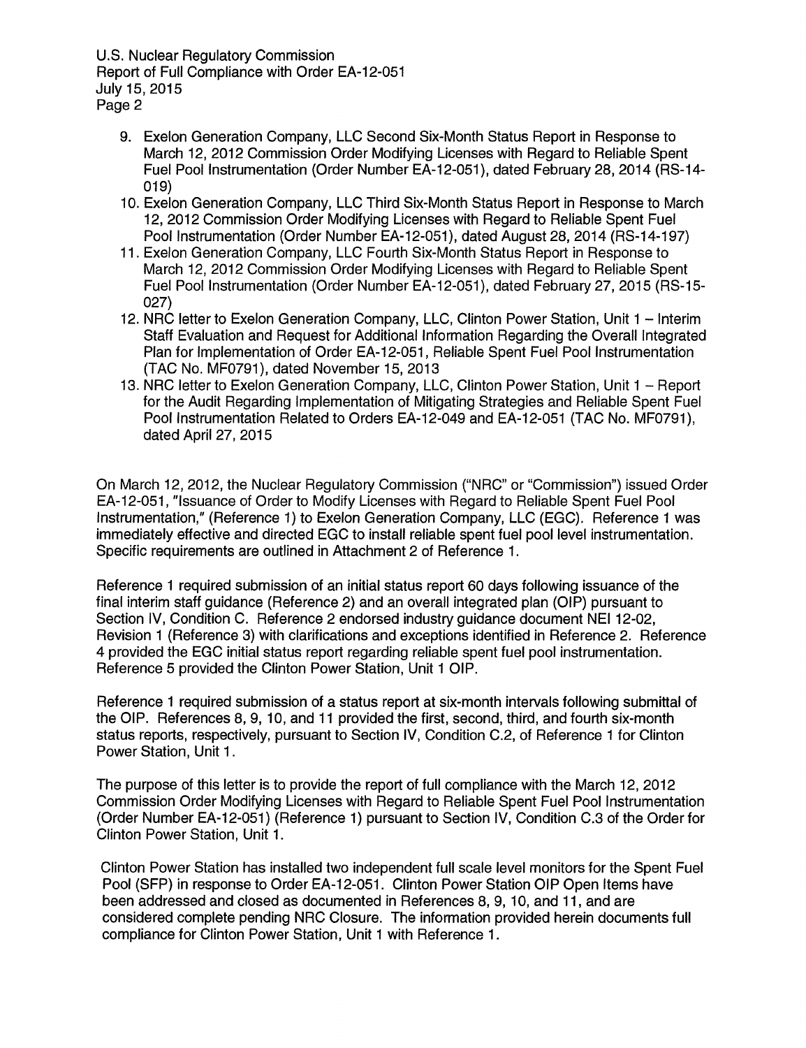9. Exelon Generation Company, LLC Second Six-Month Status Report in Response to March 12, 2012 Commission Order Modifying Licenses with Regard to Reliable Spent Fuel Pool Instrumentation (Order Number EA-12-051), dated February 28, 2014 (RS-14-019)
10. Exelon Generation Company, LLC Third Six-Month Status Report in Response to March 12, 2012 Commission Order Modifying Licenses with Regard to Reliable Spent Fuel Pool Instrumentation (Order Number EA-12-051), dated August 28, 2014 (RS-14-197)
11. Exelon Generation Company, LLC Fourth Six-Month Status Report in Response to March 12, 2012 Commission Order Modifying Licenses with Regard to Reliable Spent Fuel Pool Instrumentation (Order Number EA-12-051), dated February 27, 2015 (RS-15-027)
12. NRC letter to Exelon Generation Company, LLC, Clinton Power Station, Unit 1 – Interim Staff Evaluation and Request for Additional Information Regarding the Overall Integrated Plan for Implementation of Order EA-12-051, Reliable Spent Fuel Pool Instrumentation (TAC No. MF0791), dated November 15, 2013
13. NRC letter to Exelon Generation Company, LLC, Clinton Power Station, Unit 1 – Report for the Audit Regarding Implementation of Mitigating Strategies and Reliable Spent Fuel Pool Instrumentation Related to Orders EA-12-049 and EA-12-051 (TAC No. MF0791), dated April 27, 2015

On March 12, 2012, the Nuclear Regulatory Commission ("NRC" or "Commission") issued Order EA-12-051, "Issuance of Order to Modify Licenses with Regard to Reliable Spent Fuel Pool Instrumentation," (Reference 1) to Exelon Generation Company, LLC (EGC). Reference 1 was immediately effective and directed EGC to install reliable spent fuel pool level instrumentation. Specific requirements are outlined in Attachment 2 of Reference 1.

Reference 1 required submission of an initial status report 60 days following issuance of the final interim staff guidance (Reference 2) and an overall integrated plan (OIP) pursuant to Section IV, Condition C. Reference 2 endorsed industry guidance document NEI 12-02, Revision 1 (Reference 3) with clarifications and exceptions identified in Reference 2. Reference 4 provided the EGC initial status report regarding reliable spent fuel pool instrumentation. Reference 5 provided the Clinton Power Station, Unit 1 OIP.

Reference 1 required submission of a status report at six-month intervals following submittal of the OIP. References 8, 9, 10, and 11 provided the first, second, third, and fourth six-month status reports, respectively, pursuant to Section IV, Condition C.2, of Reference 1 for Clinton Power Station, Unit 1.

The purpose of this letter is to provide the report of full compliance with the March 12, 2012 Commission Order Modifying Licenses with Regard to Reliable Spent Fuel Pool Instrumentation (Order Number EA-12-051) (Reference 1) pursuant to Section IV, Condition C.3 of the Order for Clinton Power Station, Unit 1.

Clinton Power Station has installed two independent full scale level monitors for the Spent Fuel Pool (SFP) in response to Order EA-12-051. Clinton Power Station OIP Open Items have been addressed and closed as documented in References 8, 9, 10, and 11, and are considered complete pending NRC Closure. The information provided herein documents full compliance for Clinton Power Station, Unit 1 with Reference 1.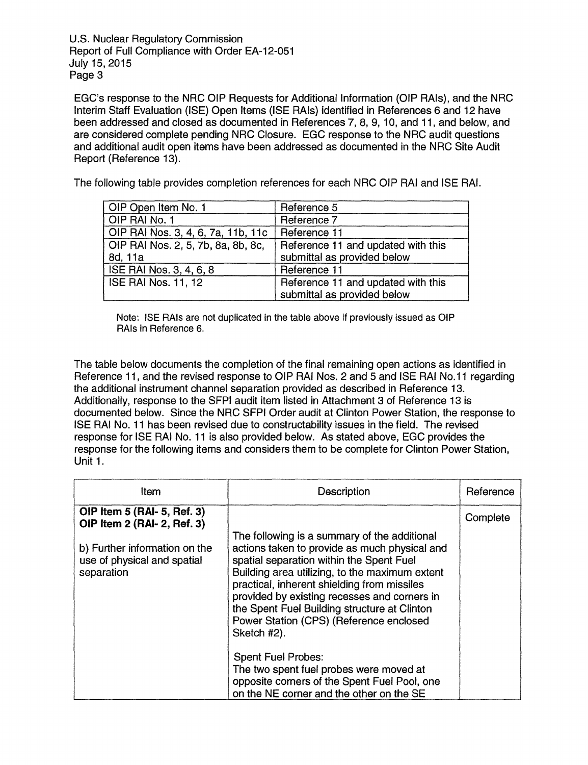EGC's response to the NRC OIP Requests for Additional Information (OIP RAIs), and the NRC Interim Staff Evaluation (ISE) Open Items (ISE RAIs) identified in References 6 and 12 have been addressed and closed as documented in References 7, 8, 9, 10, and 11, and below, and are considered complete pending NRC Closure. EGC response to the NRC audit questions and additional audit open items have been addressed as documented in the NRC Site Audit Report (Reference 13).

The following table provides completion references for each NRC OIP RAI and ISE RAI.

| | |
|---|---|
| OIP Open Item No. 1 | Reference 5 |
| OIP RAI No. 1 | Reference 7 |
| OIP RAI Nos. 3, 4, 6, 7a, 11b, 11c | Reference 11 |
| OIP RAI Nos. 2, 5, 7b, 8a, 8b, 8c, 8d, 11a | Reference 11 and updated with this submittal as provided below |
| ISE RAI Nos. 3, 4, 6, 8 | Reference 11 |
| ISE RAI Nos. 11, 12 | Reference 11 and updated with this submittal as provided below |

Note: ISE RAIs are not duplicated in the table above if previously issued as OIP RAIs in Reference 6.

The table below documents the completion of the final remaining open actions as identified in Reference 11, and the revised response to OIP RAI Nos. 2 and 5 and ISE RAI No.11 regarding the additional instrument channel separation provided as described in Reference 13. Additionally, response to the SFPI audit item listed in Attachment 3 of Reference 13 is documented below. Since the NRC SFPI Order audit at Clinton Power Station, the response to ISE RAI No. 11 has been revised due to constructability issues in the field. The revised response for ISE RAI No. 11 is also provided below. As stated above, EGC provides the response for the following items and considers them to be complete for Clinton Power Station, Unit 1.

| Item | Description | Reference |
|---|---|---|
| **OIP Item 5 (RAI- 5, Ref. 3)** **OIP Item 2 (RAI- 2, Ref. 3)** b) Further information on the use of physical and spatial separation | The following is a summary of the additional actions taken to provide as much physical and spatial separation within the Spent Fuel Building area utilizing, to the maximum extent practical, inherent shielding from missiles provided by existing recesses and corners in the Spent Fuel Building structure at Clinton Power Station (CPS) (Reference enclosed Sketch #2). Spent Fuel Probes: The two spent fuel probes were moved at opposite corners of the Spent Fuel Pool, one on the NE corner and the other on the SE | Complete |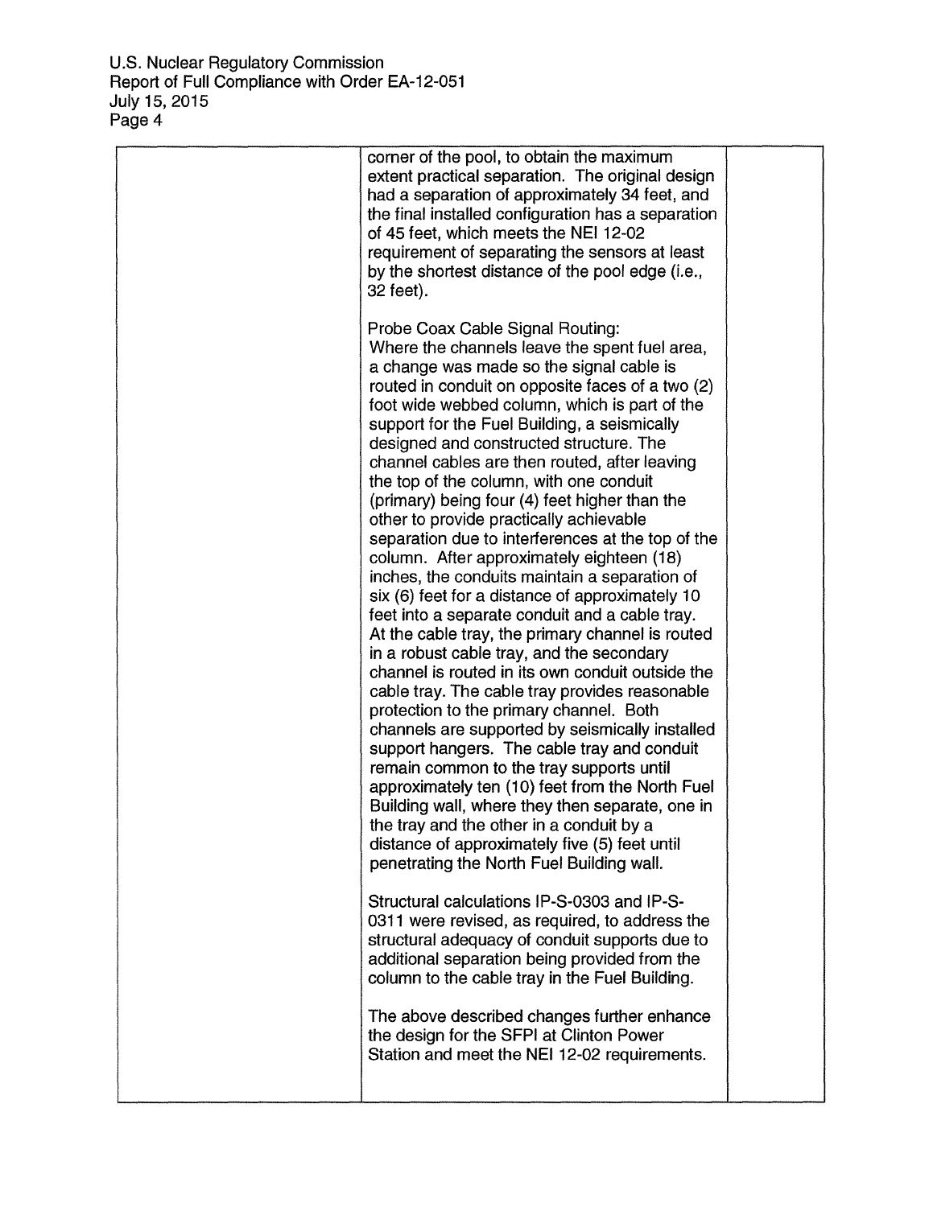|  | corner of the pool, to obtain the maximum extent practical separation. The original design had a separation of approximately 34 feet, and the final installed configuration has a separation of 45 feet, which meets the NEI 12-02 requirement of separating the sensors at least by the shortest distance of the pool edge (i.e., 32 feet).<br><br>Probe Coax Cable Signal Routing:<br>Where the channels leave the spent fuel area, a change was made so the signal cable is routed in conduit on opposite faces of a two (2) foot wide webbed column, which is part of the support for the Fuel Building, a seismically designed and constructed structure. The channel cables are then routed, after leaving the top of the column, with one conduit (primary) being four (4) feet higher than the other to provide practically achievable separation due to interferences at the top of the column. After approximately eighteen (18) inches, the conduits maintain a separation of six (6) feet for a distance of approximately 10 feet into a separate conduit and a cable tray. At the cable tray, the primary channel is routed in a robust cable tray, and the secondary channel is routed in its own conduit outside the cable tray. The cable tray provides reasonable protection to the primary channel. Both channels are supported by seismically installed support hangers. The cable tray and conduit remain common to the tray supports until approximately ten (10) feet from the North Fuel Building wall, where they then separate, one in the tray and the other in a conduit by a distance of approximately five (5) feet until penetrating the North Fuel Building wall.<br><br>Structural calculations IP-S-0303 and IP-S-0311 were revised, as required, to address the structural adequacy of conduit supports due to additional separation being provided from the column to the cable tray in the Fuel Building.<br><br>The above described changes further enhance the design for the SFPI at Clinton Power Station and meet the NEI 12-02 requirements. |  |
|---|---|---|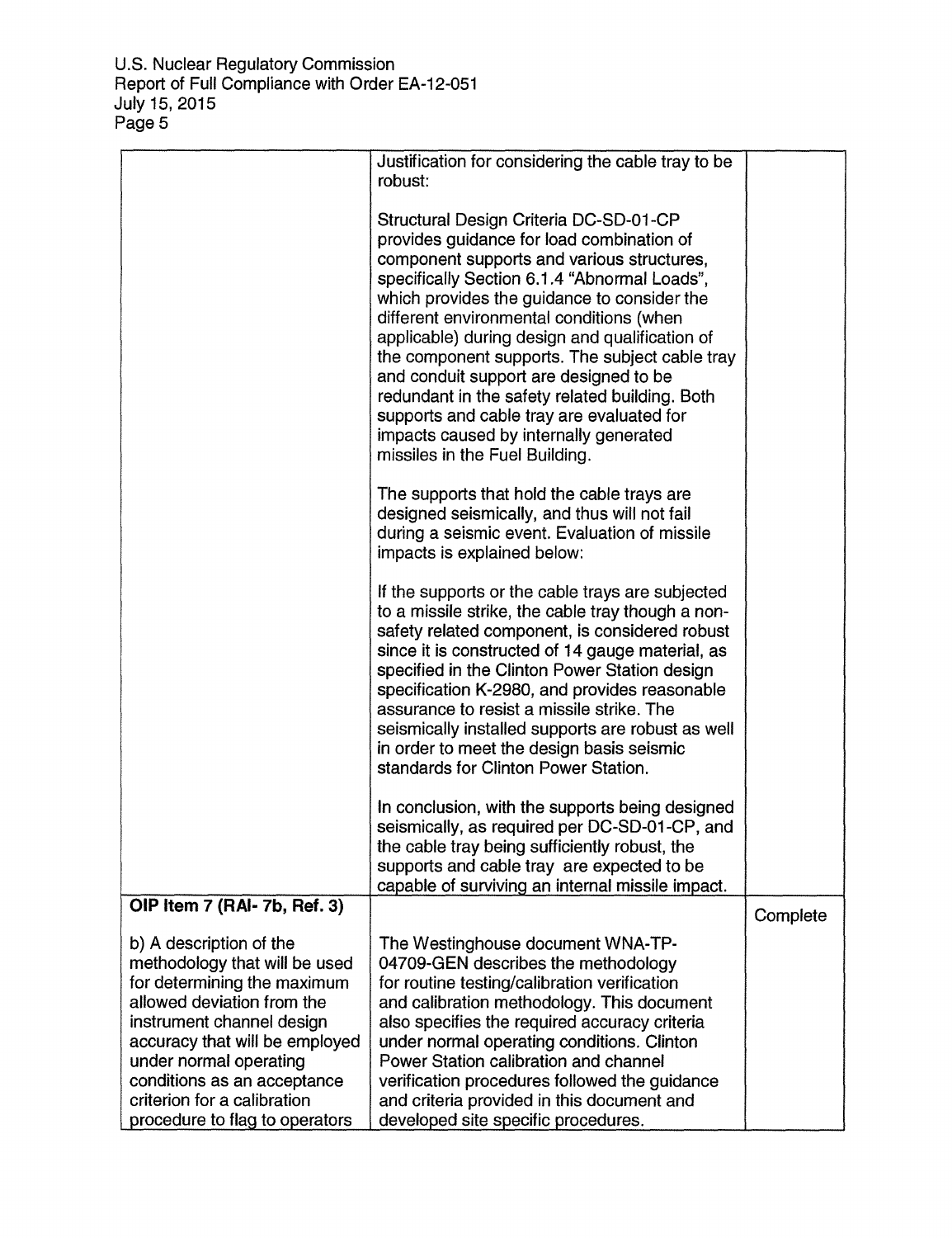| | | |
|---|---|---|
| | Justification for considering the cable tray to be robust:<br><br>Structural Design Criteria DC-SD-01-CP provides guidance for load combination of component supports and various structures, specifically Section 6.1.4 "Abnormal Loads", which provides the guidance to consider the different environmental conditions (when applicable) during design and qualification of the component supports. The subject cable tray and conduit support are designed to be redundant in the safety related building. Both supports and cable tray are evaluated for impacts caused by internally generated missiles in the Fuel Building.<br><br>The supports that hold the cable trays are designed seismically, and thus will not fail during a seismic event. Evaluation of missile impacts is explained below:<br><br>If the supports or the cable trays are subjected to a missile strike, the cable tray though a non-safety related component, is considered robust since it is constructed of 14 gauge material, as specified in the Clinton Power Station design specification K-2980, and provides reasonable assurance to resist a missile strike. The seismically installed supports are robust as well in order to meet the design basis seismic standards for Clinton Power Station.<br><br>In conclusion, with the supports being designed seismically, as required per DC-SD-01-CP, and the cable tray being sufficiently robust, the supports and cable tray are expected to be capable of surviving an internal missile impact. | |
| **OIP Item 7 (RAI- 7b, Ref. 3)**<br><br>b) A description of the methodology that will be used for determining the maximum allowed deviation from the instrument channel design accuracy that will be employed under normal operating conditions as an acceptance criterion for a calibration procedure to flag to operators | The Westinghouse document WNA-TP-04709-GEN describes the methodology for routine testing/calibration verification and calibration methodology. This document also specifies the required accuracy criteria under normal operating conditions. Clinton Power Station calibration and channel verification procedures followed the guidance and criteria provided in this document and developed site specific procedures. | Complete |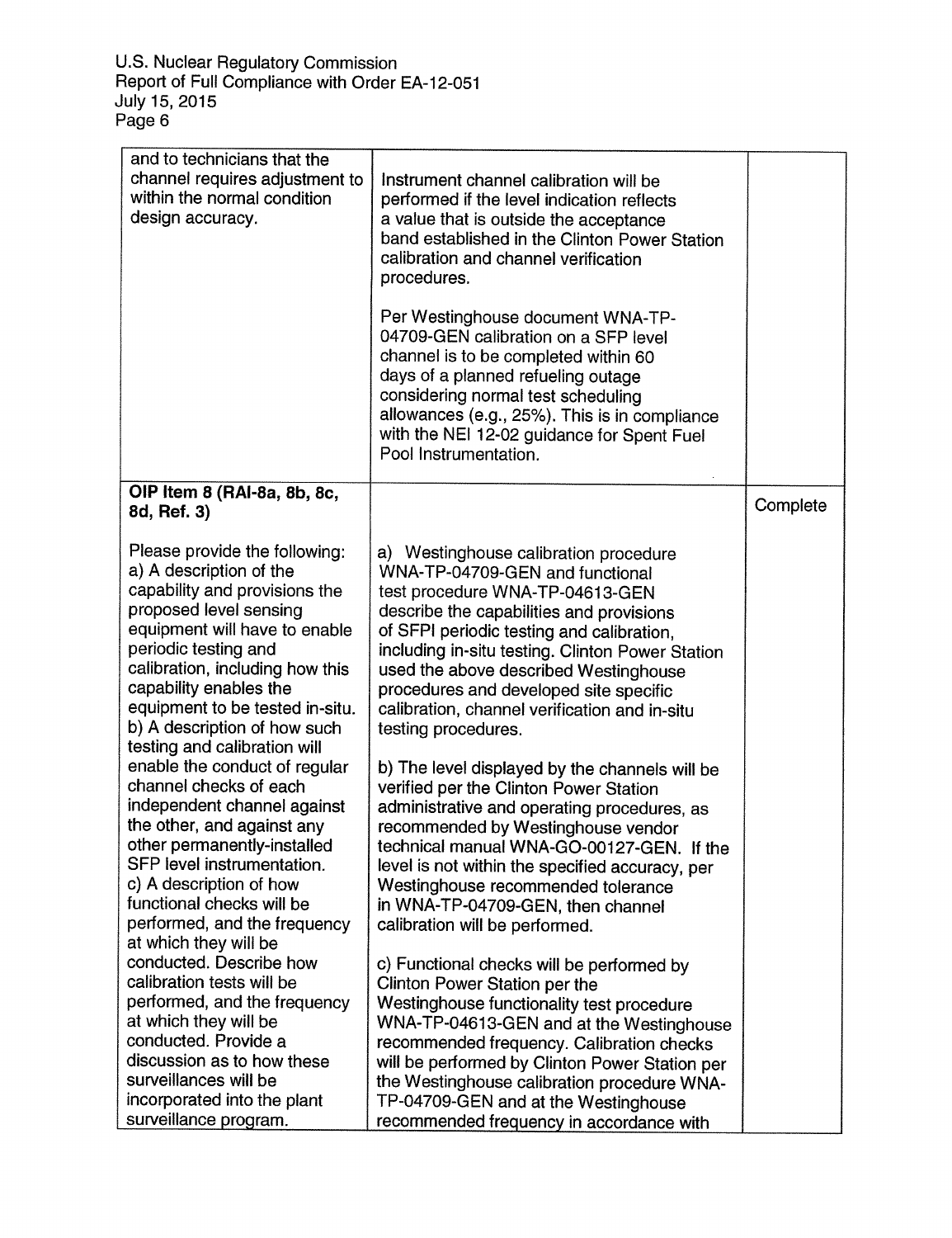| | | |
|---|---|---|
| and to technicians that the channel requires adjustment to within the normal condition design accuracy. | Instrument channel calibration will be performed if the level indication reflects a value that is outside the acceptance band established in the Clinton Power Station calibration and channel verification procedures.<br><br>Per Westinghouse document WNA-TP-04709-GEN calibration on a SFP level channel is to be completed within 60 days of a planned refueling outage considering normal test scheduling allowances (e.g., 25%). This is in compliance with the NEI 12-02 guidance for Spent Fuel Pool Instrumentation. | |
| **OIP Item 8 (RAI-8a, 8b, 8c, 8d, Ref. 3)**<br><br>Please provide the following:<br>a) A description of the capability and provisions the proposed level sensing equipment will have to enable periodic testing and calibration, including how this capability enables the equipment to be tested in-situ.<br>b) A description of how such testing and calibration will enable the conduct of regular channel checks of each independent channel against the other, and against any other permanently-installed SFP level instrumentation.<br>c) A description of how functional checks will be performed, and the frequency at which they will be conducted. Describe how calibration tests will be performed, and the frequency at which they will be conducted. Provide a discussion as to how these surveillances will be incorporated into the plant surveillance program. | a) Westinghouse calibration procedure WNA-TP-04709-GEN and functional test procedure WNA-TP-04613-GEN describe the capabilities and provisions of SFPI periodic testing and calibration, including in-situ testing. Clinton Power Station used the above described Westinghouse procedures and developed site specific calibration, channel verification and in-situ testing procedures.<br><br>b) The level displayed by the channels will be verified per the Clinton Power Station administrative and operating procedures, as recommended by Westinghouse vendor technical manual WNA-GO-00127-GEN. If the level is not within the specified accuracy, per Westinghouse recommended tolerance in WNA-TP-04709-GEN, then channel calibration will be performed.<br><br>c) Functional checks will be performed by Clinton Power Station per the Westinghouse functionality test procedure WNA-TP-04613-GEN and at the Westinghouse recommended frequency. Calibration checks will be performed by Clinton Power Station per the Westinghouse calibration procedure WNA-TP-04709-GEN and at the Westinghouse recommended frequency in accordance with | Complete |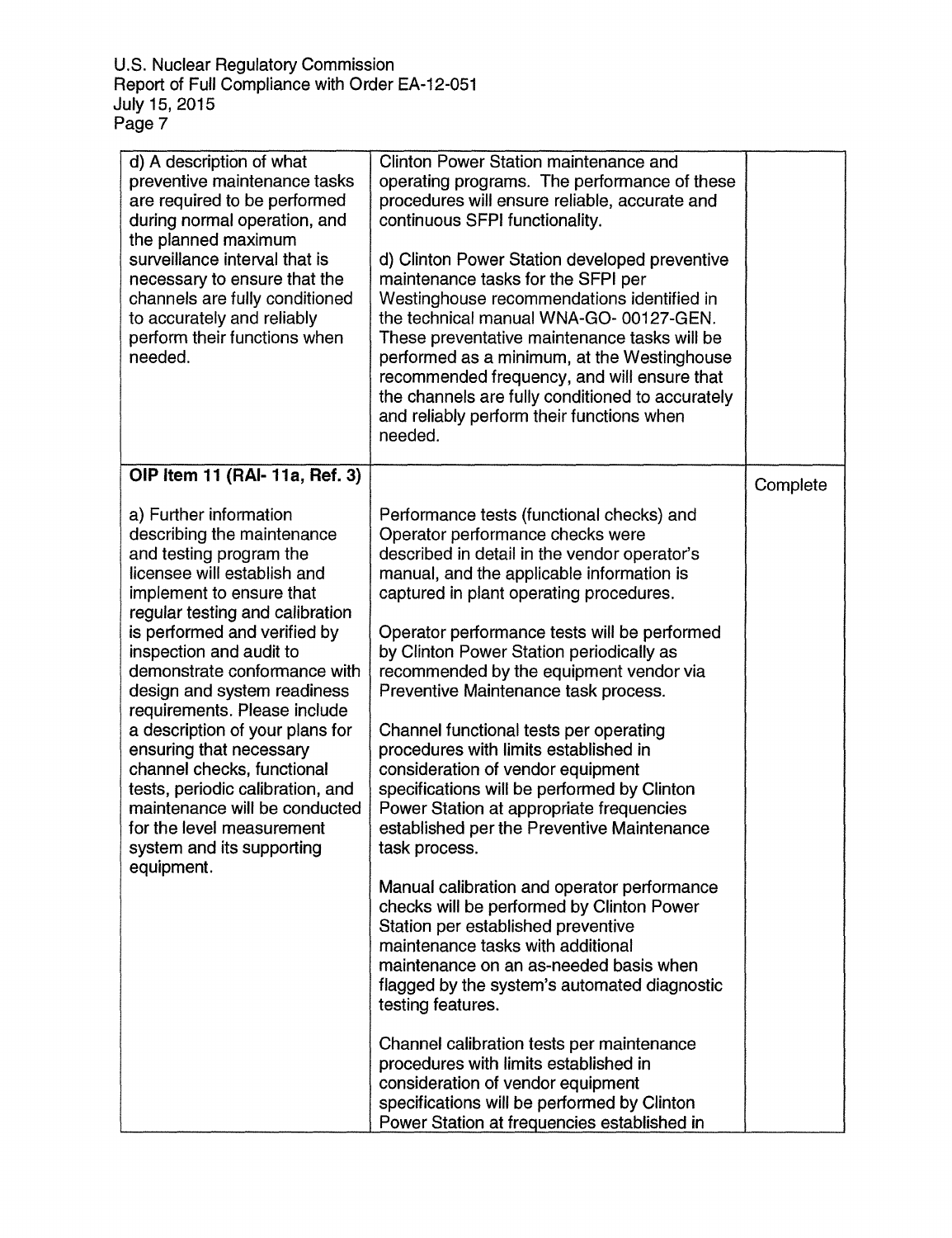| | | |
|---|---|---|
| d) A description of what preventive maintenance tasks are required to be performed during normal operation, and the planned maximum surveillance interval that is necessary to ensure that the channels are fully conditioned to accurately and reliably perform their functions when needed. | Clinton Power Station maintenance and operating programs. The performance of these procedures will ensure reliable, accurate and continuous SFPI functionality.<br><br>d) Clinton Power Station developed preventive maintenance tasks for the SFPI per Westinghouse recommendations identified in the technical manual WNA-GO- 00127-GEN. These preventative maintenance tasks will be performed as a minimum, at the Westinghouse recommended frequency, and will ensure that the channels are fully conditioned to accurately and reliably perform their functions when needed. | |
| **OIP Item 11 (RAI- 11a, Ref. 3)**<br><br>a) Further information describing the maintenance and testing program the licensee will establish and implement to ensure that regular testing and calibration is performed and verified by inspection and audit to demonstrate conformance with design and system readiness requirements. Please include a description of your plans for ensuring that necessary channel checks, functional tests, periodic calibration, and maintenance will be conducted for the level measurement system and its supporting equipment. | Performance tests (functional checks) and Operator performance checks were described in detail in the vendor operator's manual, and the applicable information is captured in plant operating procedures.<br><br>Operator performance tests will be performed by Clinton Power Station periodically as recommended by the equipment vendor via Preventive Maintenance task process.<br><br>Channel functional tests per operating procedures with limits established in consideration of vendor equipment specifications will be performed by Clinton Power Station at appropriate frequencies established per the Preventive Maintenance task process.<br><br>Manual calibration and operator performance checks will be performed by Clinton Power Station per established preventive maintenance tasks with additional maintenance on an as-needed basis when flagged by the system's automated diagnostic testing features.<br><br>Channel calibration tests per maintenance procedures with limits established in consideration of vendor equipment specifications will be performed by Clinton Power Station at frequencies established in | Complete |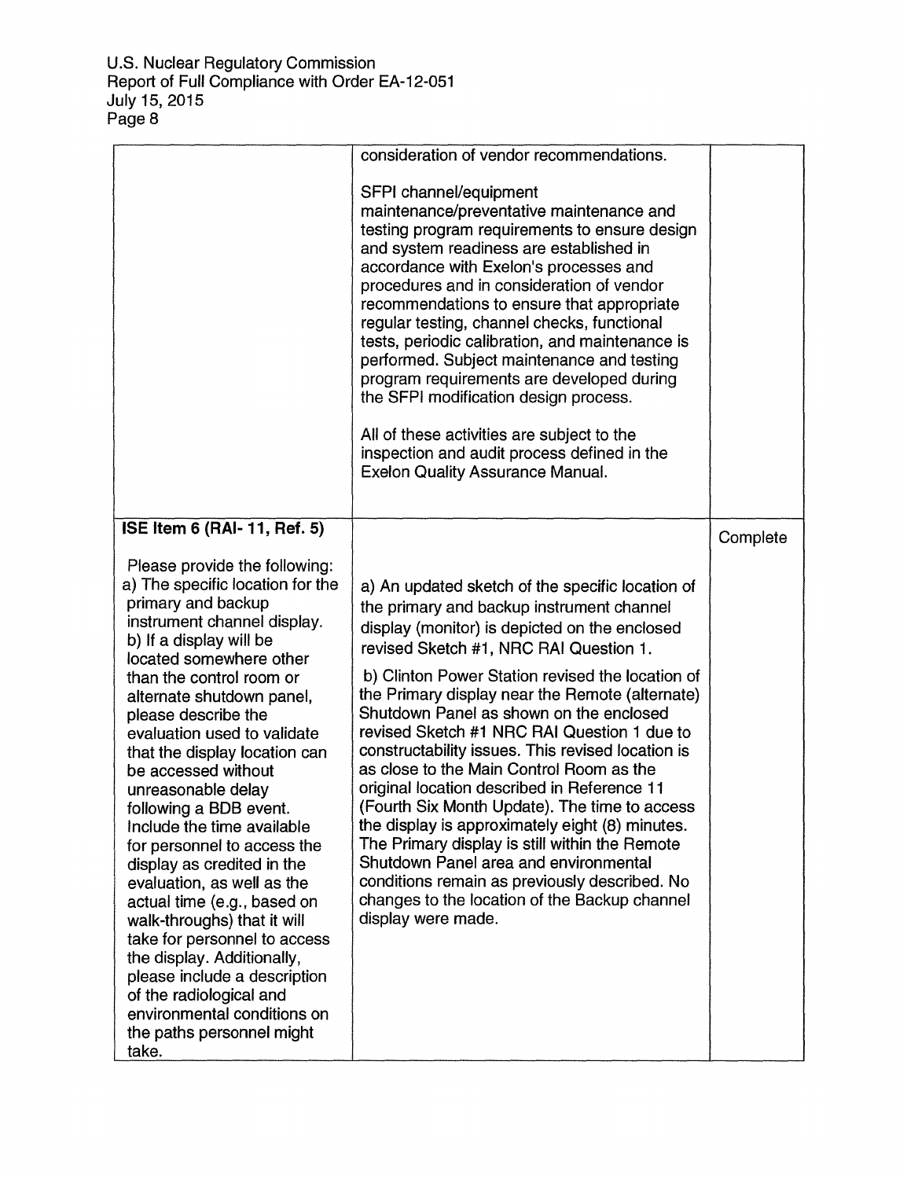| | | |
|---|---|---|
| | consideration of vendor recommendations.<br><br>SFPI channel/equipment maintenance/preventative maintenance and testing program requirements to ensure design and system readiness are established in accordance with Exelon's processes and procedures and in consideration of vendor recommendations to ensure that appropriate regular testing, channel checks, functional tests, periodic calibration, and maintenance is performed. Subject maintenance and testing program requirements are developed during the SFPI modification design process.<br><br>All of these activities are subject to the inspection and audit process defined in the Exelon Quality Assurance Manual. | |
| **ISE Item 6 (RAI- 11, Ref. 5)**<br><br>Please provide the following:<br>a) The specific location for the primary and backup instrument channel display.<br>b) If a display will be located somewhere other than the control room or alternate shutdown panel, please describe the evaluation used to validate that the display location can be accessed without unreasonable delay following a BDB event. Include the time available for personnel to access the display as credited in the evaluation, as well as the actual time (e.g., based on walk-throughs) that it will take for personnel to access the display. Additionally, please include a description of the radiological and environmental conditions on the paths personnel might take. | a) An updated sketch of the specific location of the primary and backup instrument channel display (monitor) is depicted on the enclosed revised Sketch #1, NRC RAI Question 1.<br><br>b) Clinton Power Station revised the location of the Primary display near the Remote (alternate) Shutdown Panel as shown on the enclosed revised Sketch #1 NRC RAI Question 1 due to constructability issues. This revised location is as close to the Main Control Room as the original location described in Reference 11 (Fourth Six Month Update). The time to access the display is approximately eight (8) minutes. The Primary display is still within the Remote Shutdown Panel area and environmental conditions remain as previously described. No changes to the location of the Backup channel display were made. | Complete |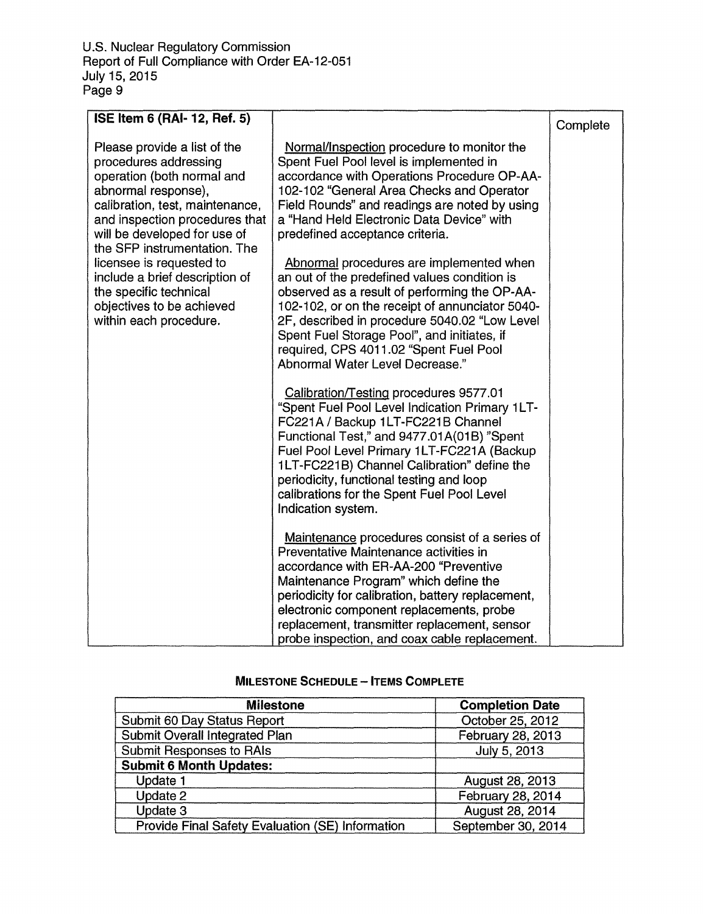| ISE Item 6 (RAI- 12, Ref. 5) | | Complete |
|---|---|---|
| Please provide a list of the procedures addressing operation (both normal and abnormal response), calibration, test, maintenance, and inspection procedures that will be developed for use of the SFP instrumentation. The licensee is requested to include a brief description of the specific technical objectives to be achieved within each procedure. | Normal/Inspection procedure to monitor the Spent Fuel Pool level is implemented in accordance with Operations Procedure OP-AA-102-102 "General Area Checks and Operator Field Rounds" and readings are noted by using a "Hand Held Electronic Data Device" with predefined acceptance criteria.<br><br>Abnormal procedures are implemented when an out of the predefined values condition is observed as a result of performing the OP-AA-102-102, or on the receipt of annunciator 5040-2F, described in procedure 5040.02 "Low Level Spent Fuel Storage Pool", and initiates, if required, CPS 4011.02 "Spent Fuel Pool Abnormal Water Level Decrease."<br><br>Calibration/Testing procedures 9577.01 "Spent Fuel Pool Level Indication Primary 1LT-FC221A / Backup 1LT-FC221B Channel Functional Test," and 9477.01A(01B) "Spent Fuel Pool Level Primary 1LT-FC221A (Backup 1LT-FC221B) Channel Calibration" define the periodicity, functional testing and loop calibrations for the Spent Fuel Pool Level Indication system.<br><br>Maintenance procedures consist of a series of Preventative Maintenance activities in accordance with ER-AA-200 "Preventive Maintenance Program" which define the periodicity for calibration, battery replacement, electronic component replacements, probe replacement, transmitter replacement, sensor probe inspection, and coax cable replacement. | |

## MILESTONE SCHEDULE – ITEMS COMPLETE

| Milestone | Completion Date |
|---|---|
| Submit 60 Day Status Report | October 25, 2012 |
| Submit Overall Integrated Plan | February 28, 2013 |
| Submit Responses to RAIs | July 5, 2013 |
| **Submit 6 Month Updates:** | |
| Update 1 | August 28, 2013 |
| Update 2 | February 28, 2014 |
| Update 3 | August 28, 2014 |
| Provide Final Safety Evaluation (SE) Information | September 30, 2014 |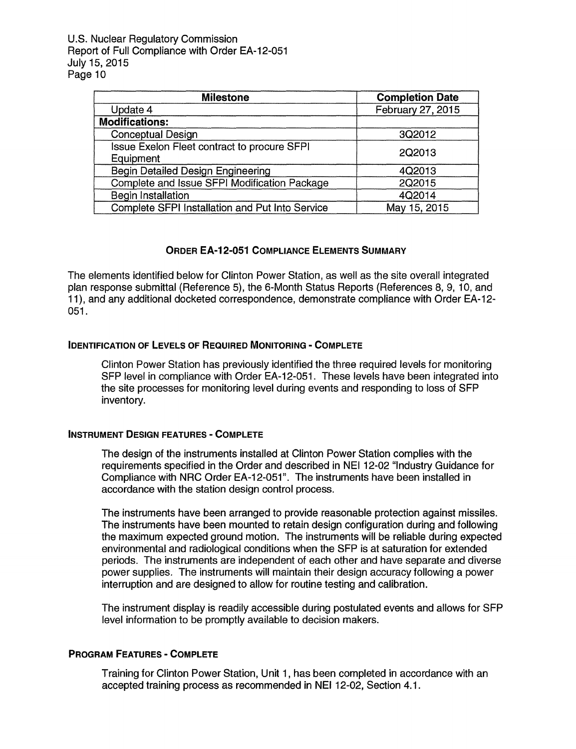| Milestone | Completion Date |
| --- | --- |
| Update 4 | February 27, 2015 |
| **Modifications:** | |
| Conceptual Design | 3Q2012 |
| Issue Exelon Fleet contract to procure SFPI Equipment | 2Q2013 |
| Begin Detailed Design Engineering | 4Q2013 |
| Complete and Issue SFPI Modification Package | 2Q2015 |
| Begin Installation | 4Q2014 |
| Complete SFPI Installation and Put Into Service | May 15, 2015 |

## ORDER EA-12-051 COMPLIANCE ELEMENTS SUMMARY

The elements identified below for Clinton Power Station, as well as the site overall integrated plan response submittal (Reference 5), the 6-Month Status Reports (References 8, 9, 10, and 11), and any additional docketed correspondence, demonstrate compliance with Order EA-12-051.

### IDENTIFICATION OF LEVELS OF REQUIRED MONITORING - COMPLETE

Clinton Power Station has previously identified the three required levels for monitoring SFP level in compliance with Order EA-12-051. These levels have been integrated into the site processes for monitoring level during events and responding to loss of SFP inventory.

### INSTRUMENT DESIGN FEATURES - COMPLETE

The design of the instruments installed at Clinton Power Station complies with the requirements specified in the Order and described in NEI 12-02 "Industry Guidance for Compliance with NRC Order EA-12-051". The instruments have been installed in accordance with the station design control process.

The instruments have been arranged to provide reasonable protection against missiles. The instruments have been mounted to retain design configuration during and following the maximum expected ground motion. The instruments will be reliable during expected environmental and radiological conditions when the SFP is at saturation for extended periods. The instruments are independent of each other and have separate and diverse power supplies. The instruments will maintain their design accuracy following a power interruption and are designed to allow for routine testing and calibration.

The instrument display is readily accessible during postulated events and allows for SFP level information to be promptly available to decision makers.

### PROGRAM FEATURES - COMPLETE

Training for Clinton Power Station, Unit 1, has been completed in accordance with an accepted training process as recommended in NEI 12-02, Section 4.1.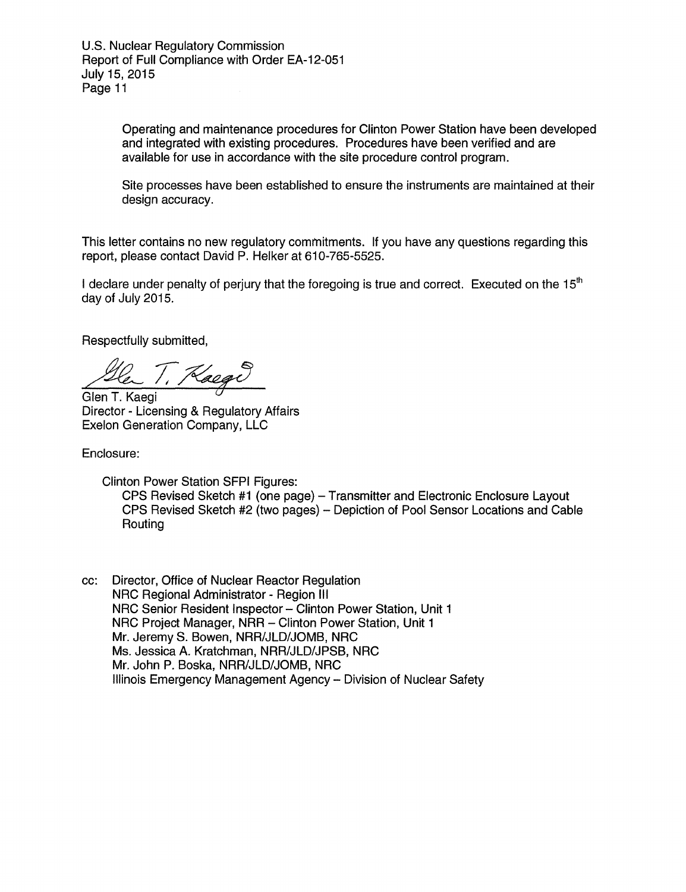Operating and maintenance procedures for Clinton Power Station have been developed and integrated with existing procedures. Procedures have been verified and are available for use in accordance with the site procedure control program.

Site processes have been established to ensure the instruments are maintained at their design accuracy.

This letter contains no new regulatory commitments. If you have any questions regarding this report, please contact David P. Helker at 610-765-5525.

I declare under penalty of perjury that the foregoing is true and correct. Executed on the 15th day of July 2015.

Respectfully submitted,

Glen T. Kaegi
Director - Licensing & Regulatory Affairs
Exelon Generation Company, LLC

Enclosure:

Clinton Power Station SFPI Figures:
CPS Revised Sketch #1 (one page) – Transmitter and Electronic Enclosure Layout
CPS Revised Sketch #2 (two pages) – Depiction of Pool Sensor Locations and Cable Routing

cc: Director, Office of Nuclear Reactor Regulation
NRC Regional Administrator - Region III
NRC Senior Resident Inspector – Clinton Power Station, Unit 1
NRC Project Manager, NRR – Clinton Power Station, Unit 1
Mr. Jeremy S. Bowen, NRR/JLD/JOMB, NRC
Ms. Jessica A. Kratchman, NRR/JLD/JPSB, NRC
Mr. John P. Boska, NRR/JLD/JOMB, NRC
Illinois Emergency Management Agency – Division of Nuclear Safety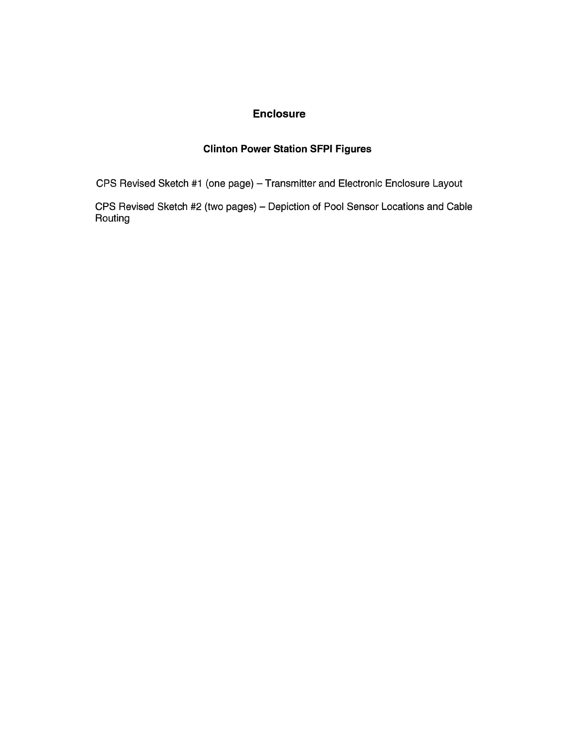# Enclosure

## Clinton Power Station SFPI Figures

CPS Revised Sketch #1 (one page) – Transmitter and Electronic Enclosure Layout

CPS Revised Sketch #2 (two pages) – Depiction of Pool Sensor Locations and Cable Routing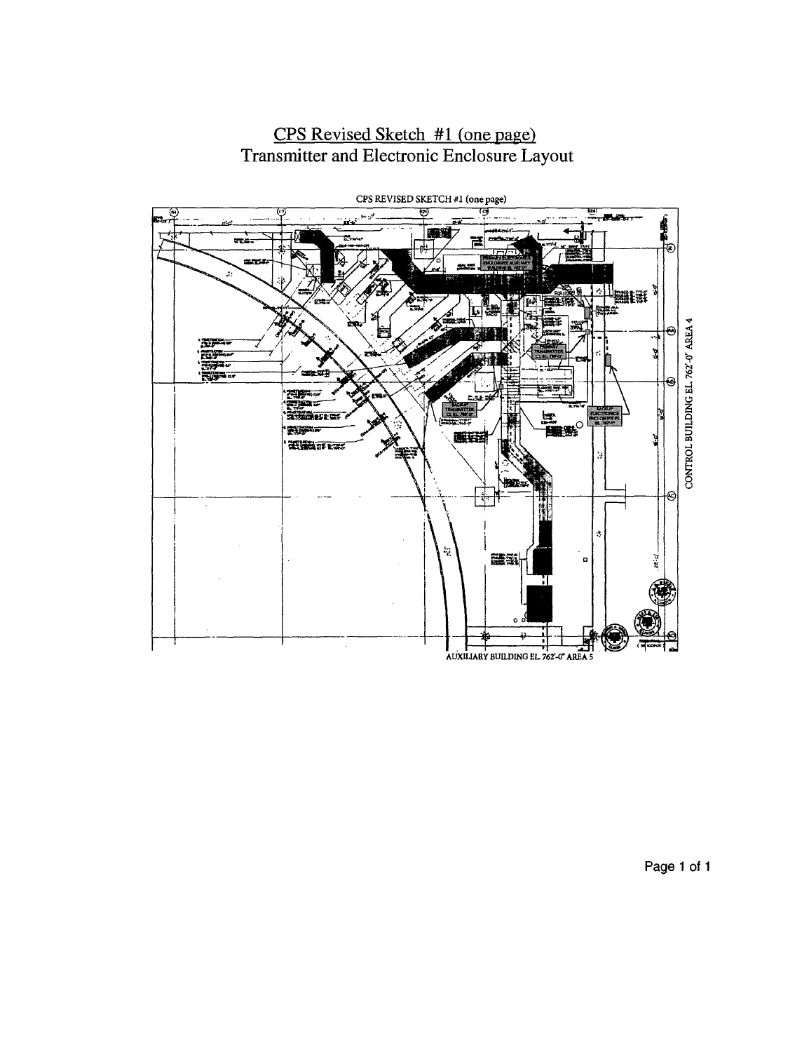# CPS Revised Sketch #1 (one page)

## Transmitter and Electronic Enclosure Layout

CPS REVISED SKETCH #1 (one page)

CONTROL BUILDING EL 762'-0" AREA 4

AUXILIARY BUILDING EL 762'-0" AREA 5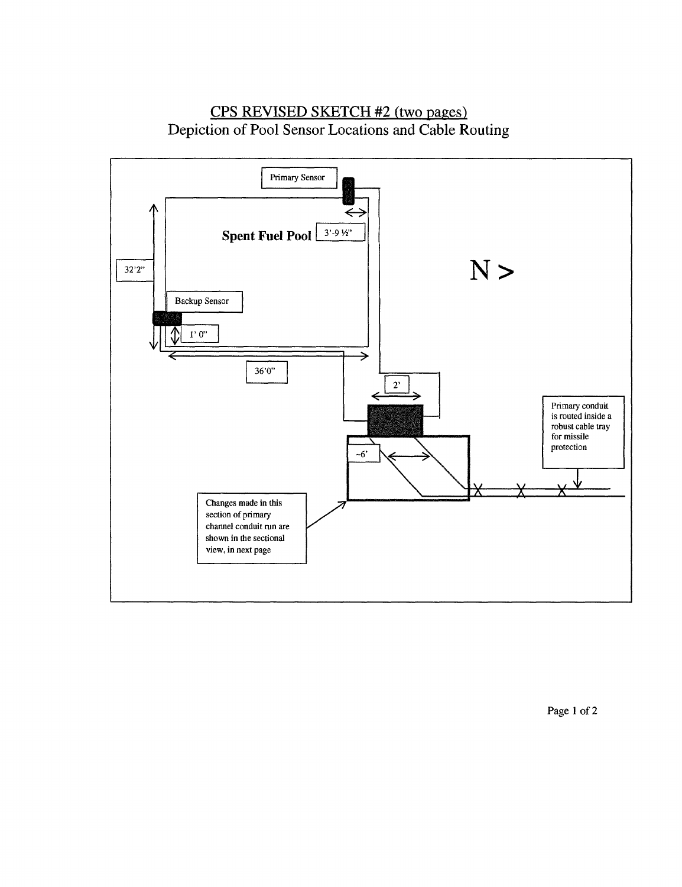# CPS REVISED SKETCH #2 (two pages)

## Depiction of Pool Sensor Locations and Cable Routing

Primary Sensor

Spent Fuel Pool

3'-9 ½"

32'2"

N >

Backup Sensor

1' 0"

36'0"

2'

~6'

Primary conduit is routed inside a robust cable tray for missile protection

Changes made in this section of primary channel conduit run are shown in the sectional view, in next page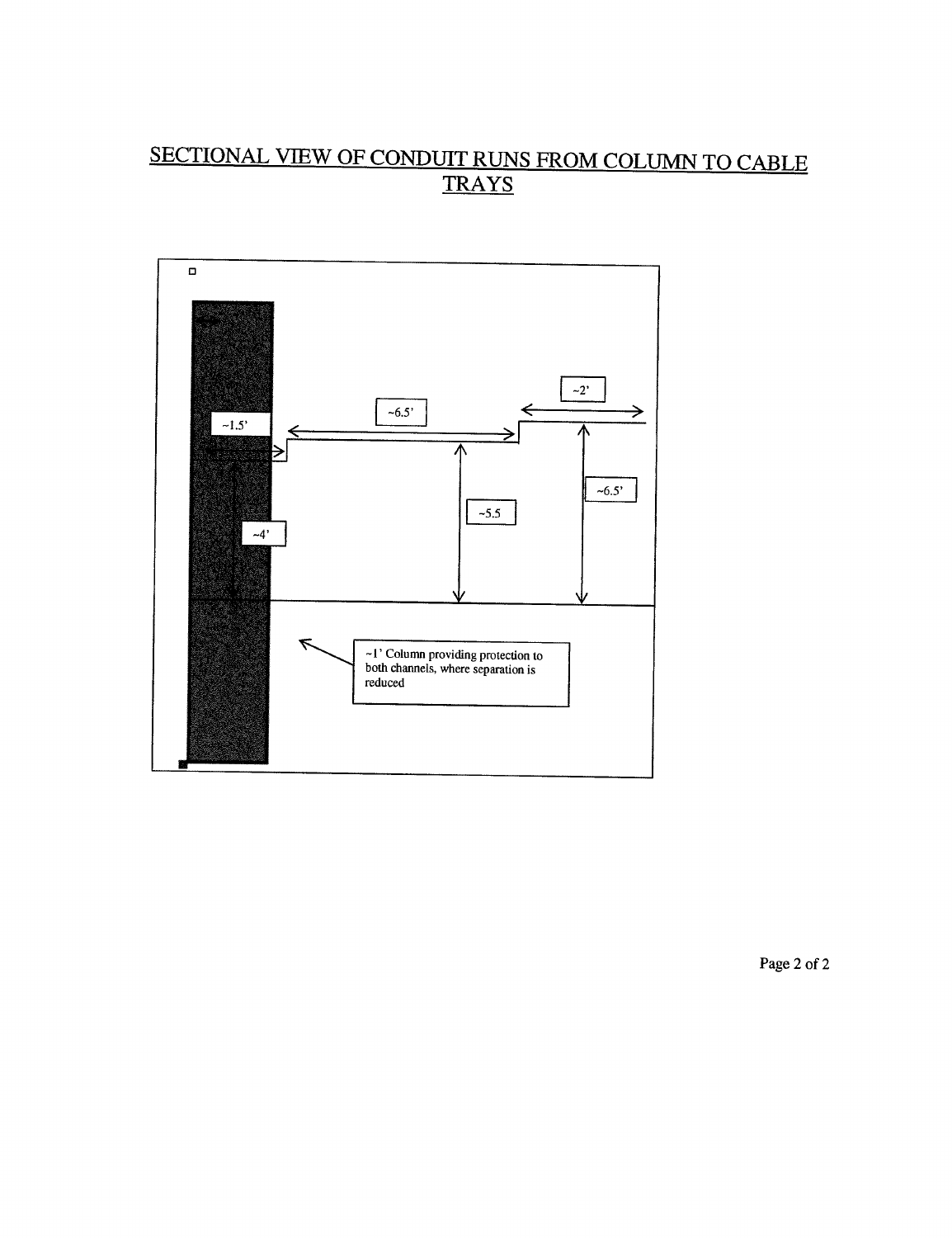# SECTIONAL VIEW OF CONDUIT RUNS FROM COLUMN TO CABLE TRAYS

~2'

~6.5'

~1.5'

~5.5

~6.5'

~4'

~1' Column providing protection to both channels, where separation is reduced